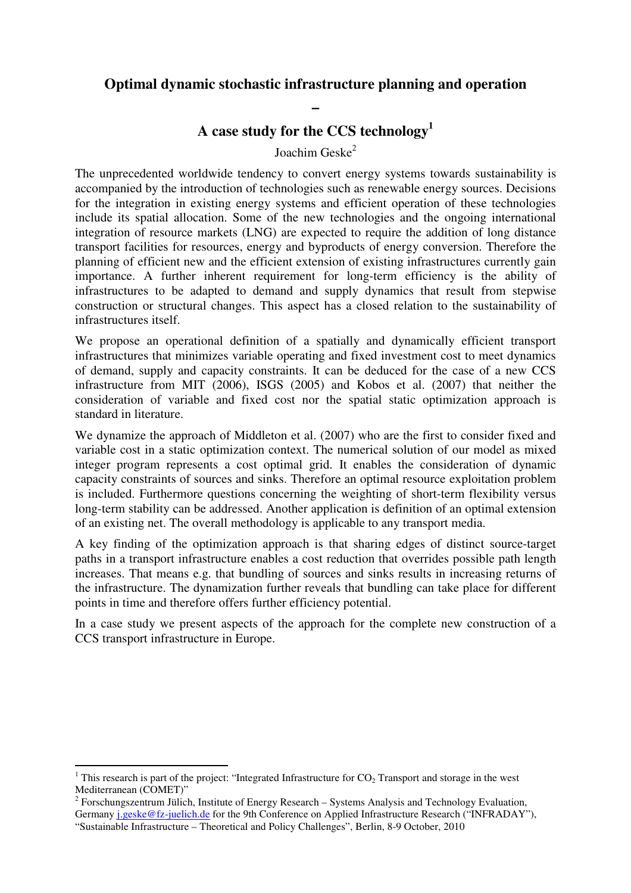# Optimal dynamic stochastic infrastructure planning and operation – A case study for the CCS technology[1]

Joachim Geske[2]

The unprecedented worldwide tendency to convert energy systems towards sustainability is accompanied by the introduction of technologies such as renewable energy sources. Decisions for the integration in existing energy systems and efficient operation of these technologies include its spatial allocation. Some of the new technologies and the ongoing international integration of resource markets (LNG) are expected to require the addition of long distance transport facilities for resources, energy and byproducts of energy conversion. Therefore the planning of efficient new and the efficient extension of existing infrastructures currently gain importance. A further inherent requirement for long-term efficiency is the ability of infrastructures to be adapted to demand and supply dynamics that result from stepwise construction or structural changes. This aspect has a closed relation to the sustainability of infrastructures itself.

We propose an operational definition of a spatially and dynamically efficient transport infrastructures that minimizes variable operating and fixed investment cost to meet dynamics of demand, supply and capacity constraints. It can be deduced for the case of a new CCS infrastructure from MIT (2006), ISGS (2005) and Kobos et al. (2007) that neither the consideration of variable and fixed cost nor the spatial static optimization approach is standard in literature.

We dynamize the approach of Middleton et al. (2007) who are the first to consider fixed and variable cost in a static optimization context. The numerical solution of our model as mixed integer program represents a cost optimal grid. It enables the consideration of dynamic capacity constraints of sources and sinks. Therefore an optimal resource exploitation problem is included. Furthermore questions concerning the weighting of short-term flexibility versus long-term stability can be addressed. Another application is definition of an optimal extension of an existing net. The overall methodology is applicable to any transport media.

A key finding of the optimization approach is that sharing edges of distinct source-target paths in a transport infrastructure enables a cost reduction that overrides possible path length increases. That means e.g. that bundling of sources and sinks results in increasing returns of the infrastructure. The dynamization further reveals that bundling can take place for different points in time and therefore offers further efficiency potential.

In a case study we present aspects of the approach for the complete new construction of a CCS transport infrastructure in Europe.

---

[1] This research is part of the project: "Integrated Infrastructure for $CO_2$ Transport and storage in the west Mediterranean (COMET)"

[2] Forschungszentrum Jülich, Institute of Energy Research – Systems Analysis and Technology Evaluation, Germany j.geske@fz-juelich.de for the 9th Conference on Applied Infrastructure Research ("INFRADAY"), "Sustainable Infrastructure – Theoretical and Policy Challenges", Berlin, 8-9 October, 2010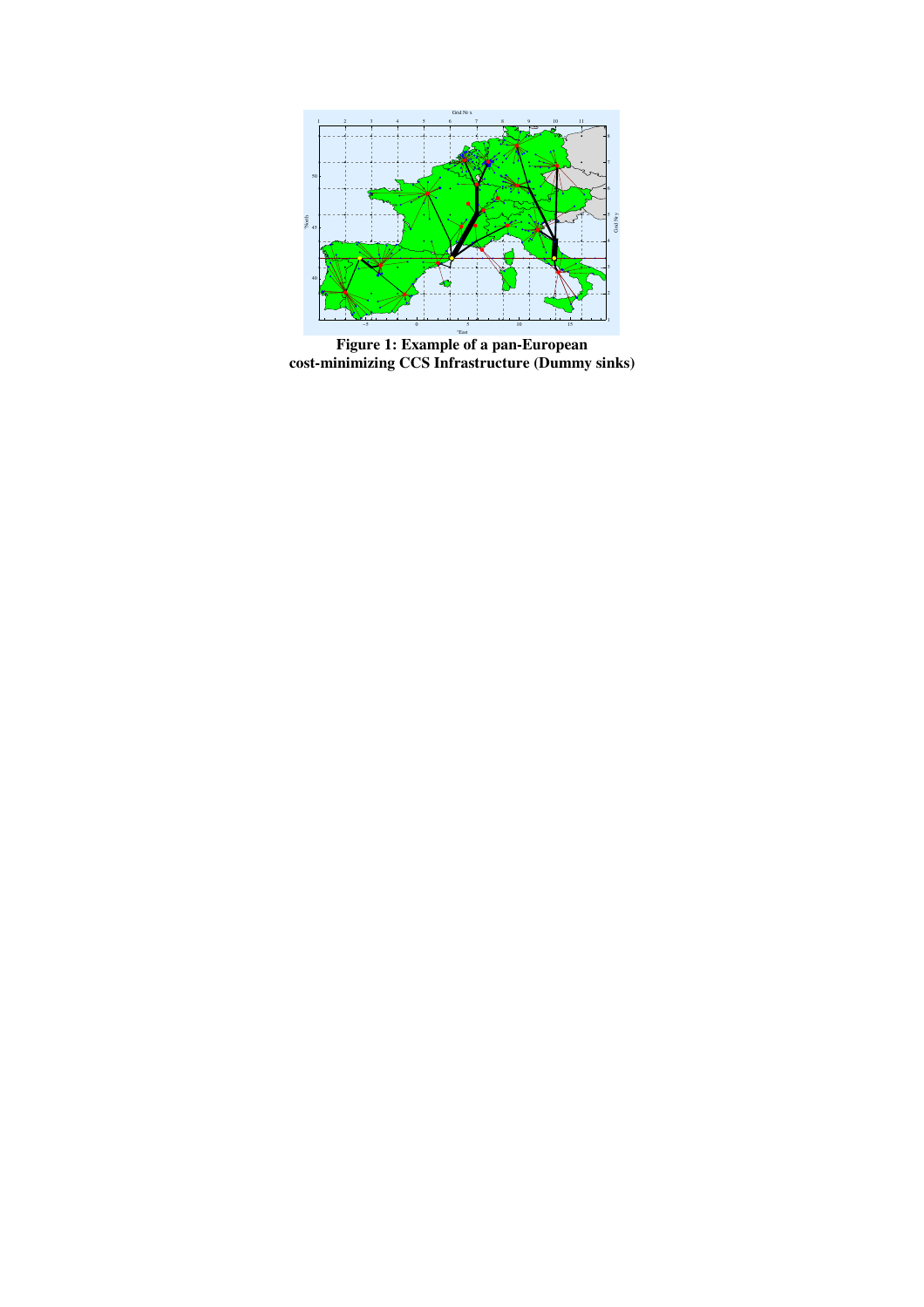**Figure 1: Example of a pan-European cost-minimizing CCS Infrastructure (Dummy sinks)**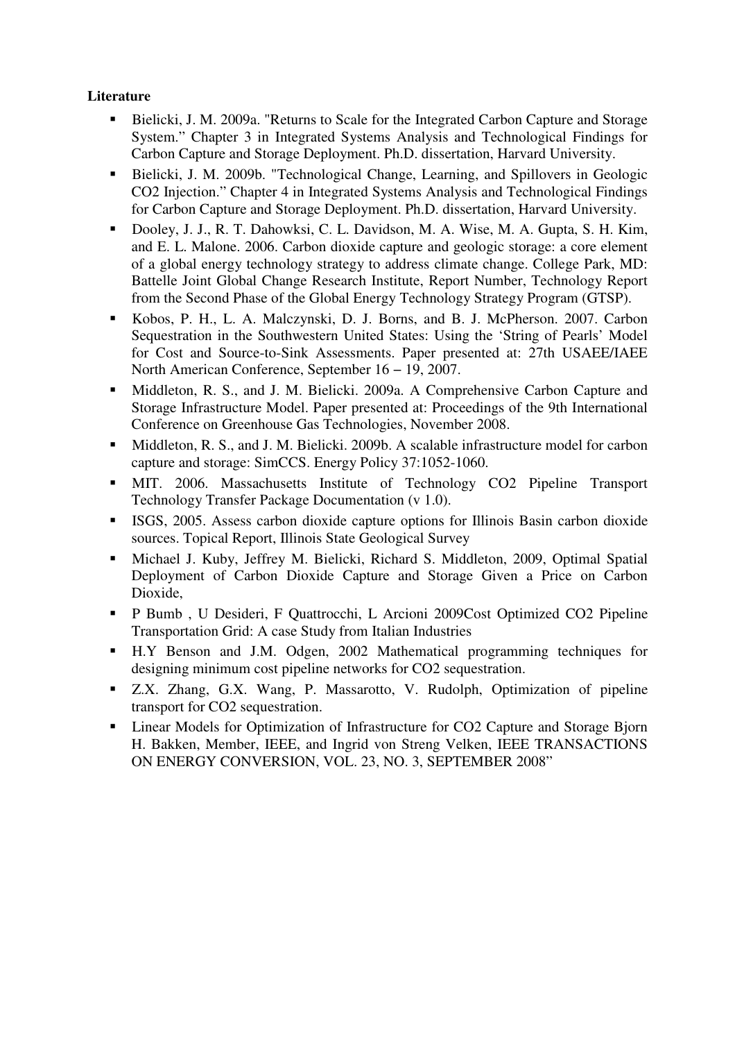**Literature**

- Bielicki, J. M. 2009a. "Returns to Scale for the Integrated Carbon Capture and Storage System." Chapter 3 in Integrated Systems Analysis and Technological Findings for Carbon Capture and Storage Deployment. Ph.D. dissertation, Harvard University.
- Bielicki, J. M. 2009b. "Technological Change, Learning, and Spillovers in Geologic CO2 Injection." Chapter 4 in Integrated Systems Analysis and Technological Findings for Carbon Capture and Storage Deployment. Ph.D. dissertation, Harvard University.
- Dooley, J. J., R. T. Dahowksi, C. L. Davidson, M. A. Wise, M. A. Gupta, S. H. Kim, and E. L. Malone. 2006. Carbon dioxide capture and geologic storage: a core element of a global energy technology strategy to address climate change. College Park, MD: Battelle Joint Global Change Research Institute, Report Number, Technology Report from the Second Phase of the Global Energy Technology Strategy Program (GTSP).
- Kobos, P. H., L. A. Malczynski, D. J. Borns, and B. J. McPherson. 2007. Carbon Sequestration in the Southwestern United States: Using the 'String of Pearls' Model for Cost and Source-to-Sink Assessments. Paper presented at: 27th USAEE/IAEE North American Conference, September 16 – 19, 2007.
- Middleton, R. S., and J. M. Bielicki. 2009a. A Comprehensive Carbon Capture and Storage Infrastructure Model. Paper presented at: Proceedings of the 9th International Conference on Greenhouse Gas Technologies, November 2008.
- Middleton, R. S., and J. M. Bielicki. 2009b. A scalable infrastructure model for carbon capture and storage: SimCCS. Energy Policy 37:1052-1060.
- MIT. 2006. Massachusetts Institute of Technology CO2 Pipeline Transport Technology Transfer Package Documentation (v 1.0).
- ISGS, 2005. Assess carbon dioxide capture options for Illinois Basin carbon dioxide sources. Topical Report, Illinois State Geological Survey
- Michael J. Kuby, Jeffrey M. Bielicki, Richard S. Middleton, 2009, Optimal Spatial Deployment of Carbon Dioxide Capture and Storage Given a Price on Carbon Dioxide,
- P Bumb , U Desideri, F Quattrocchi, L Arcioni 2009Cost Optimized CO2 Pipeline Transportation Grid: A case Study from Italian Industries
- H.Y Benson and J.M. Odgen, 2002 Mathematical programming techniques for designing minimum cost pipeline networks for CO2 sequestration.
- Z.X. Zhang, G.X. Wang, P. Massarotto, V. Rudolph, Optimization of pipeline transport for CO2 sequestration.
- Linear Models for Optimization of Infrastructure for CO2 Capture and Storage Bjorn H. Bakken, Member, IEEE, and Ingrid von Streng Velken, IEEE TRANSACTIONS ON ENERGY CONVERSION, VOL. 23, NO. 3, SEPTEMBER 2008"